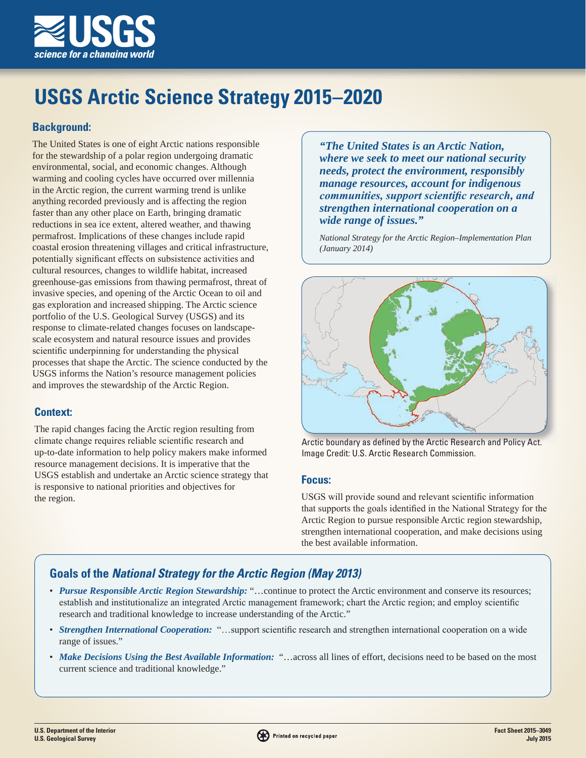# USGS Arctic Science Strategy 2015–2020

## Background:

The United States is one of eight Arctic nations responsible for the stewardship of a polar region undergoing dramatic environmental, social, and economic changes. Although warming and cooling cycles have occurred over millennia in the Arctic region, the current warming trend is unlike anything recorded previously and is affecting the region faster than any other place on Earth, bringing dramatic reductions in sea ice extent, altered weather, and thawing permafrost. Implications of these changes include rapid coastal erosion threatening villages and critical infrastructure, potentially significant effects on subsistence activities and cultural resources, changes to wildlife habitat, increased greenhouse-gas emissions from thawing permafrost, threat of invasive species, and opening of the Arctic Ocean to oil and gas exploration and increased shipping. The Arctic science portfolio of the U.S. Geological Survey (USGS) and its response to climate-related changes focuses on landscape-scale ecosystem and natural resource issues and provides scientific underpinning for understanding the physical processes that shape the Arctic. The science conducted by the USGS informs the Nation's resource management policies and improves the stewardship of the Arctic Region.

## Context:

The rapid changes facing the Arctic region resulting from climate change requires reliable scientific research and up-to-date information to help policy makers make informed resource management decisions. It is imperative that the USGS establish and undertake an Arctic science strategy that is responsive to national priorities and objectives for the region.

> ***"The United States is an Arctic Nation, where we seek to meet our national security needs, protect the environment, responsibly manage resources, account for indigenous communities, support scientific research, and strengthen international cooperation on a wide range of issues."***
>
> *National Strategy for the Arctic Region–Implementation Plan (January 2014)*

Arctic boundary as defined by the Arctic Research and Policy Act. Image Credit: U.S. Arctic Research Commission.

## Focus:

USGS will provide sound and relevant scientific information that supports the goals identified in the National Strategy for the Arctic Region to pursue responsible Arctic region stewardship, strengthen international cooperation, and make decisions using the best available information.

### Goals of the *National Strategy for the Arctic Region (May 2013)*

- ***Pursue Responsible Arctic Region Stewardship:*** "…continue to protect the Arctic environment and conserve its resources; establish and institutionalize an integrated Arctic management framework; chart the Arctic region; and employ scientific research and traditional knowledge to increase understanding of the Arctic."
- ***Strengthen International Cooperation:*** "…support scientific research and strengthen international cooperation on a wide range of issues."
- ***Make Decisions Using the Best Available Information:*** "…across all lines of effort, decisions need to be based on the most current science and traditional knowledge."

U.S. Department of the Interior
U.S. Geological Survey

Printed on recycled paper

Fact Sheet 2015–3049
July 2015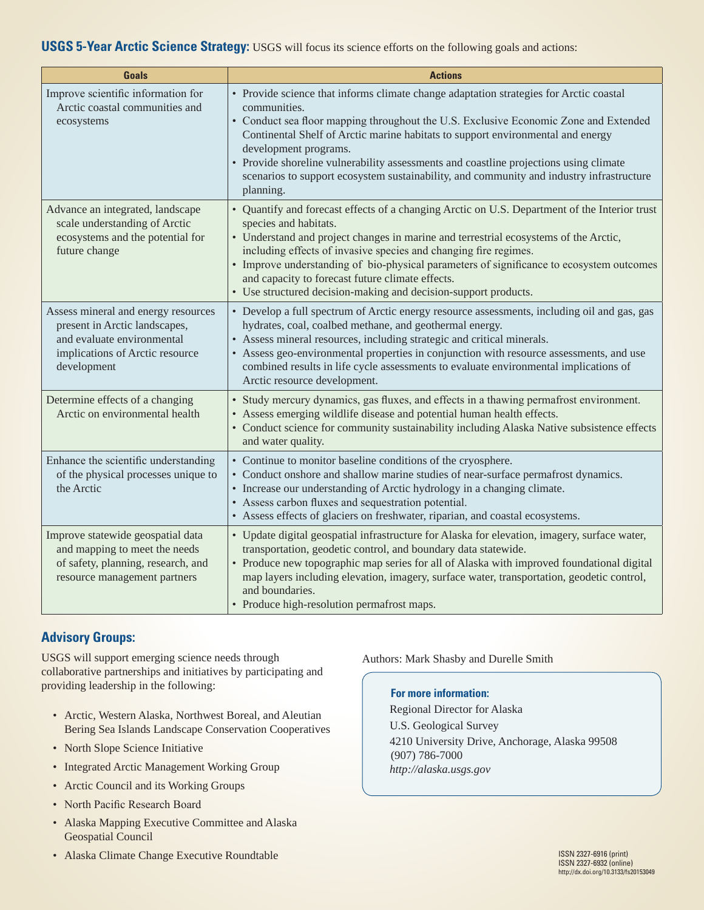**USGS 5-Year Arctic Science Strategy:** USGS will focus its science efforts on the following goals and actions:

| Goals | Actions |
| --- | --- |
| Improve scientific information for Arctic coastal communities and ecosystems | • Provide science that informs climate change adaptation strategies for Arctic coastal communities.<br>• Conduct sea floor mapping throughout the U.S. Exclusive Economic Zone and Extended Continental Shelf of Arctic marine habitats to support environmental and energy development programs.<br>• Provide shoreline vulnerability assessments and coastline projections using climate scenarios to support ecosystem sustainability, and community and industry infrastructure planning. |
| Advance an integrated, landscape scale understanding of Arctic ecosystems and the potential for future change | • Quantify and forecast effects of a changing Arctic on U.S. Department of the Interior trust species and habitats.<br>• Understand and project changes in marine and terrestrial ecosystems of the Arctic, including effects of invasive species and changing fire regimes.<br>• Improve understanding of bio-physical parameters of significance to ecosystem outcomes and capacity to forecast future climate effects.<br>• Use structured decision-making and decision-support products. |
| Assess mineral and energy resources present in Arctic landscapes, and evaluate environmental implications of Arctic resource development | • Develop a full spectrum of Arctic energy resource assessments, including oil and gas, gas hydrates, coal, coalbed methane, and geothermal energy.<br>• Assess mineral resources, including strategic and critical minerals.<br>• Assess geo-environmental properties in conjunction with resource assessments, and use combined results in life cycle assessments to evaluate environmental implications of Arctic resource development. |
| Determine effects of a changing Arctic on environmental health | • Study mercury dynamics, gas fluxes, and effects in a thawing permafrost environment.<br>• Assess emerging wildlife disease and potential human health effects.<br>• Conduct science for community sustainability including Alaska Native subsistence effects and water quality. |
| Enhance the scientific understanding of the physical processes unique to the Arctic | • Continue to monitor baseline conditions of the cryosphere.<br>• Conduct onshore and shallow marine studies of near-surface permafrost dynamics.<br>• Increase our understanding of Arctic hydrology in a changing climate.<br>• Assess carbon fluxes and sequestration potential.<br>• Assess effects of glaciers on freshwater, riparian, and coastal ecosystems. |
| Improve statewide geospatial data and mapping to meet the needs of safety, planning, research, and resource management partners | • Update digital geospatial infrastructure for Alaska for elevation, imagery, surface water, transportation, geodetic control, and boundary data statewide.<br>• Produce new topographic map series for all of Alaska with improved foundational digital map layers including elevation, imagery, surface water, transportation, geodetic control, and boundaries.<br>• Produce high-resolution permafrost maps. |

## Advisory Groups:

USGS will support emerging science needs through collaborative partnerships and initiatives by participating and providing leadership in the following:

- Arctic, Western Alaska, Northwest Boreal, and Aleutian Bering Sea Islands Landscape Conservation Cooperatives
- North Slope Science Initiative
- Integrated Arctic Management Working Group
- Arctic Council and its Working Groups
- North Pacific Research Board
- Alaska Mapping Executive Committee and Alaska Geospatial Council
- Alaska Climate Change Executive Roundtable

Authors: Mark Shasby and Durelle Smith

**For more information:**

Regional Director for Alaska
U.S. Geological Survey
4210 University Drive, Anchorage, Alaska 99508
(907) 786-7000
*http://alaska.usgs.gov*

ISSN 2327-6916 (print)
ISSN 2327-6932 (online)
http://dx.doi.org/10.3133/fs20153049